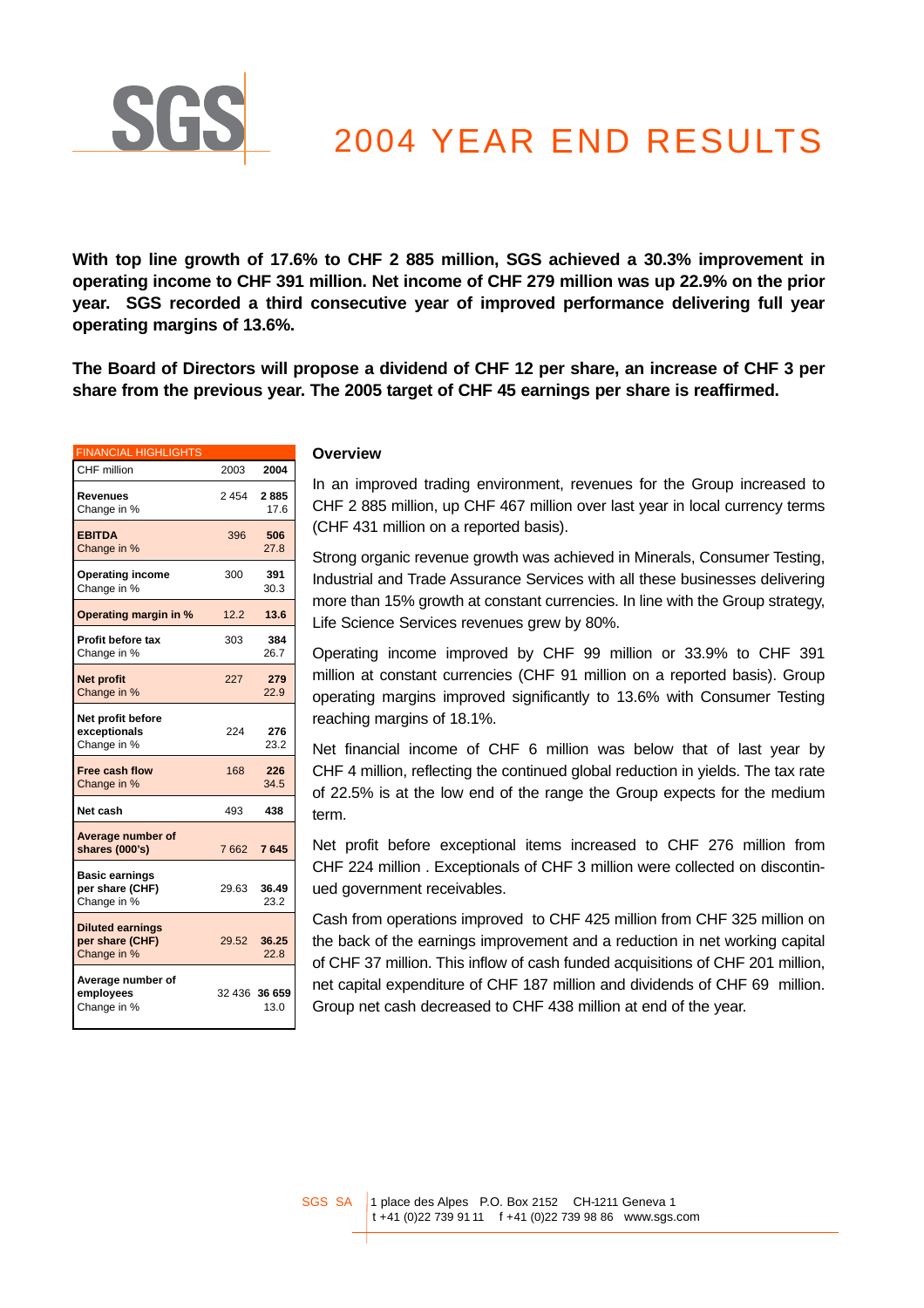# 2004 YEAR END RESULTS

**With top line growth of 17.6% to CHF 2 885 million, SGS achieved a 30.3% improvement in operating income to CHF 391 million. Net income of CHF 279 million was up 22.9% on the prior year. SGS recorded a third consecutive year of improved performance delivering full year operating margins of 13.6%.**

**The Board of Directors will propose a dividend of CHF 12 per share, an increase of CHF 3 per share from the previous year. The 2005 target of CHF 45 earnings per share is reaffirmed.**

| FINANCIAL HIGHLIGHTS | | |
|---|---|---|
| CHF million | 2003 | **2004** |
| **Revenues** | 2 454 | **2 885** |
| Change in % | | 17.6 |
| **EBITDA** | 396 | **506** |
| Change in % | | 27.8 |
| **Operating income** | 300 | **391** |
| Change in % | | 30.3 |
| **Operating margin in %** | 12.2 | **13.6** |
| **Profit before tax** | 303 | **384** |
| Change in % | | 26.7 |
| **Net profit** | 227 | **279** |
| Change in % | | 22.9 |
| **Net profit before exceptionals** | 224 | **276** |
| Change in % | | 23.2 |
| **Free cash flow** | 168 | **226** |
| Change in % | | 34.5 |
| **Net cash** | 493 | **438** |
| **Average number of shares (000's)** | 7 662 | **7 645** |
| **Basic earnings per share (CHF)** | 29.63 | **36.49** |
| Change in % | | 23.2 |
| **Diluted earnings per share (CHF)** | 29.52 | **36.25** |
| Change in % | | 22.8 |
| **Average number of employees** | 32 436 | **36 659** |
| Change in % | | 13.0 |

### Overview

In an improved trading environment, revenues for the Group increased to CHF 2 885 million, up CHF 467 million over last year in local currency terms (CHF 431 million on a reported basis).

Strong organic revenue growth was achieved in Minerals, Consumer Testing, Industrial and Trade Assurance Services with all these businesses delivering more than 15% growth at constant currencies. In line with the Group strategy, Life Science Services revenues grew by 80%.

Operating income improved by CHF 99 million or 33.9% to CHF 391 million at constant currencies (CHF 91 million on a reported basis). Group operating margins improved significantly to 13.6% with Consumer Testing reaching margins of 18.1%.

Net financial income of CHF 6 million was below that of last year by CHF 4 million, reflecting the continued global reduction in yields. The tax rate of 22.5% is at the low end of the range the Group expects for the medium term.

Net profit before exceptional items increased to CHF 276 million from CHF 224 million . Exceptionals of CHF 3 million were collected on discontinued government receivables.

Cash from operations improved to CHF 425 million from CHF 325 million on the back of the earnings improvement and a reduction in net working capital of CHF 37 million. This inflow of cash funded acquisitions of CHF 201 million, net capital expenditure of CHF 187 million and dividends of CHF 69 million. Group net cash decreased to CHF 438 million at end of the year.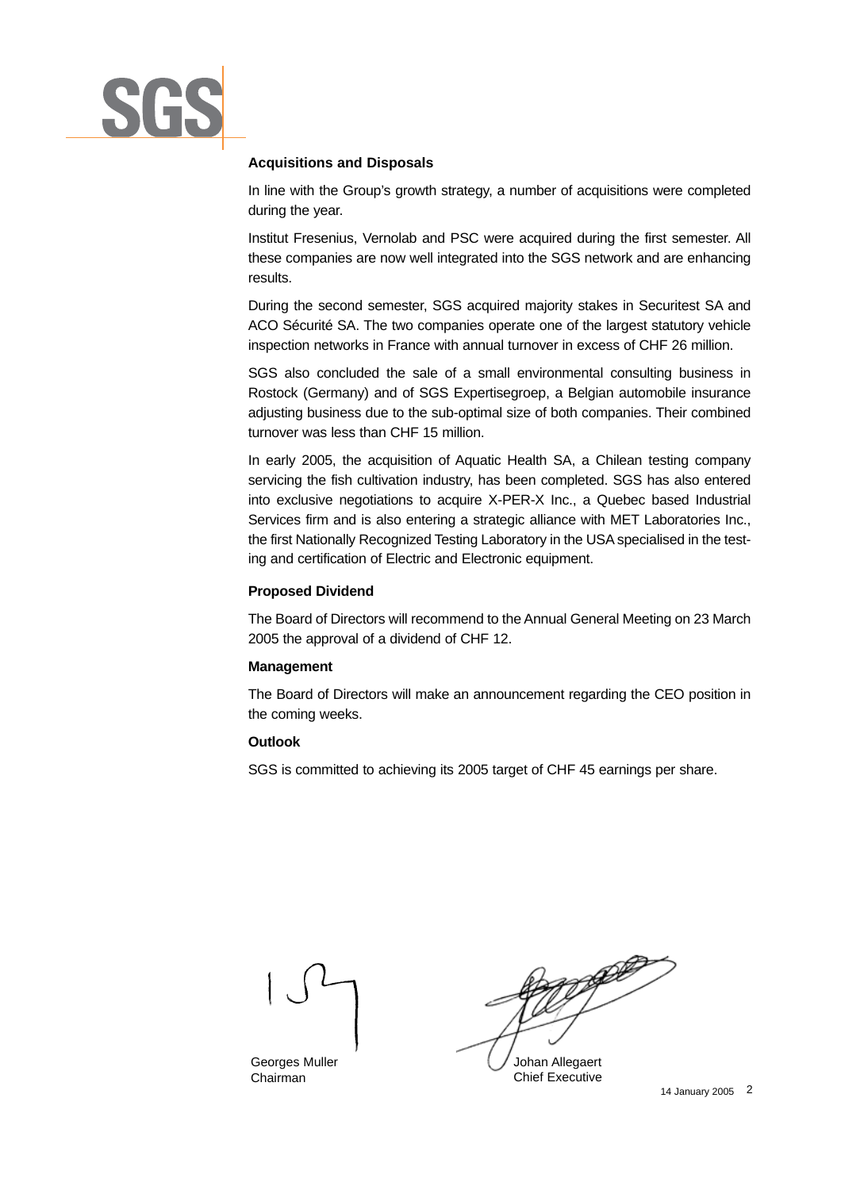### Acquisitions and Disposals

In line with the Group's growth strategy, a number of acquisitions were completed during the year.

Institut Fresenius, Vernolab and PSC were acquired during the first semester. All these companies are now well integrated into the SGS network and are enhancing results.

During the second semester, SGS acquired majority stakes in Securitest SA and ACO Sécurité SA. The two companies operate one of the largest statutory vehicle inspection networks in France with annual turnover in excess of CHF 26 million.

SGS also concluded the sale of a small environmental consulting business in Rostock (Germany) and of SGS Expertisegroep, a Belgian automobile insurance adjusting business due to the sub-optimal size of both companies. Their combined turnover was less than CHF 15 million.

In early 2005, the acquisition of Aquatic Health SA, a Chilean testing company servicing the fish cultivation industry, has been completed. SGS has also entered into exclusive negotiations to acquire X-PER-X Inc., a Quebec based Industrial Services firm and is also entering a strategic alliance with MET Laboratories Inc., the first Nationally Recognized Testing Laboratory in the USA specialised in the testing and certification of Electric and Electronic equipment.

### Proposed Dividend

The Board of Directors will recommend to the Annual General Meeting on 23 March 2005 the approval of a dividend of CHF 12.

### Management

The Board of Directors will make an announcement regarding the CEO position in the coming weeks.

### Outlook

SGS is committed to achieving its 2005 target of CHF 45 earnings per share.

Georges Muller
Chairman

Johan Allegaert
Chief Executive

14 January 2005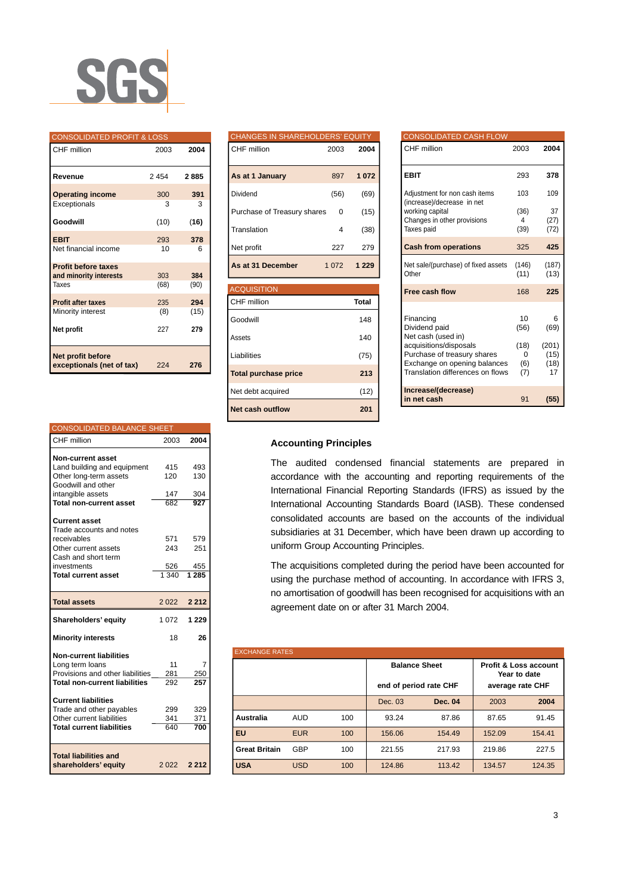SGS

## CONSOLIDATED PROFIT & LOSS

| CHF million | 2003 | 2004 |
|---|---|---|
| **Revenue** | 2 454 | **2 885** |
| **Operating income** | 300 | **391** |
| Exceptionals | 3 | 3 |
| **Goodwill** | (10) | **(16)** |
| **EBIT** | 293 | **378** |
| Net financial income | 10 | 6 |
| **Profit before taxes and minority interests** | 303 | **384** |
| Taxes | (68) | (90) |
| **Profit after taxes** | 235 | **294** |
| Minority interest | (8) | (15) |
| **Net profit** | 227 | **279** |
| **Net profit before exceptionals (net of tax)** | 224 | **276** |

## CHANGES IN SHAREHOLDERS' EQUITY

| CHF million | 2003 | 2004 |
|---|---|---|
| **As at 1 January** | 897 | **1 072** |
| Dividend | (56) | (69) |
| Purchase of Treasury shares | 0 | (15) |
| Translation | 4 | (38) |
| Net profit | 227 | 279 |
| **As at 31 December** | 1 072 | **1 229** |

## ACQUISITION

| CHF million | Total |
|---|---|
| Goodwill | 148 |
| Assets | 140 |
| Liabilities | (75) |
| **Total purchase price** | **213** |
| Net debt acquired | (12) |
| **Net cash outflow** | **201** |

## CONSOLIDATED CASH FLOW

| CHF million | 2003 | 2004 |
|---|---|---|
| **EBIT** | 293 | **378** |
| Adjustment for non cash items | 103 | 109 |
| (increase)/decrease in net working capital | (36) | 37 |
| Changes in other provisions | 4 | (27) |
| Taxes paid | (39) | (72) |
| **Cash from operations** | 325 | **425** |
| Net sale/(purchase) of fixed assets | (146) | (187) |
| Other | (11) | (13) |
| **Free cash flow** | 168 | **225** |
| Financing | 10 | 6 |
| Dividend paid | (56) | (69) |
| Net cash (used in) acquisitions/disposals | (18) | (201) |
| Purchase of treasury shares | 0 | (15) |
| Exchange on opening balances | (6) | (18) |
| Translation differences on flows | (7) | 17 |
| **Increase/(decrease) in net cash** | 91 | **(55)** |

## CONSOLIDATED BALANCE SHEET

| CHF million | 2003 | 2004 |
|---|---|---|
| **Non-current asset** | | |
| Land building and equipment | 415 | 493 |
| Other long-term assets | 120 | 130 |
| Goodwill and other intangible assets | 147 | 304 |
| **Total non-current asset** | 682 | **927** |
| **Current asset** | | |
| Trade accounts and notes receivables | 571 | 579 |
| Other current assets | 243 | 251 |
| Cash and short term investments | 526 | 455 |
| **Total current asset** | 1 340 | **1 285** |
| **Total assets** | 2 022 | **2 212** |
| **Shareholders' equity** | 1 072 | **1 229** |
| **Minority interests** | 18 | **26** |
| **Non-current liabilities** | | |
| Long term loans | 11 | 7 |
| Provisions and other liabilities | 281 | 250 |
| **Total non-current liabilities** | 292 | **257** |
| **Current liabilities** | | |
| Trade and other payables | 299 | 329 |
| Other current liabilities | 341 | 371 |
| **Total current liabilities** | 640 | **700** |
| **Total liabilities and shareholders' equity** | 2 022 | **2 212** |

### Accounting Principles

The audited condensed financial statements are prepared in accordance with the accounting and reporting requirements of the International Financial Reporting Standards (IFRS) as issued by the International Accounting Standards Board (IASB). These condensed consolidated accounts are based on the accounts of the individual subsidiaries at 31 December, which have been drawn up according to uniform Group Accounting Principles.

The acquisitions completed during the period have been accounted for using the purchase method of accounting. In accordance with IFRS 3, no amortisation of goodwill has been recognised for acquisitions with an agreement date on or after 31 March 2004.

## EXCHANGE RATES

| | | | Balance Sheet end of period rate CHF | | Profit & Loss account Year to date average rate CHF | |
|---|---|---|---|---|---|---|
| | | | Dec. 03 | **Dec. 04** | 2003 | **2004** |
| **Australia** | AUD | 100 | 93.24 | 87.86 | 87.65 | 91.45 |
| **EU** | EUR | 100 | 156.06 | 154.49 | 152.09 | 154.41 |
| **Great Britain** | GBP | 100 | 221.55 | 217.93 | 219.86 | 227.5 |
| **USA** | USD | 100 | 124.86 | 113.42 | 134.57 | 124.35 |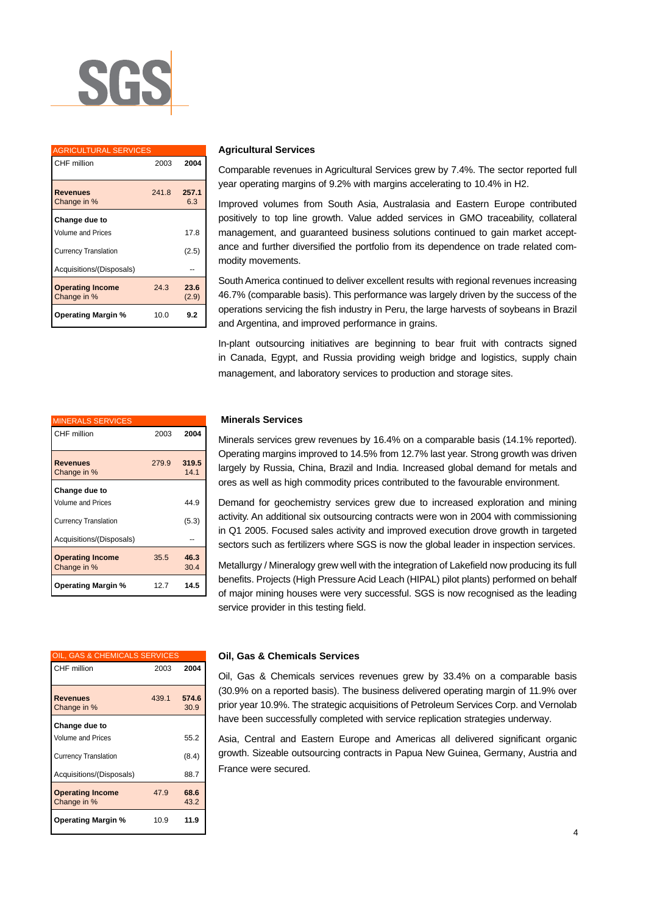SGS

| AGRICULTURAL SERVICES | | |
|---|---|---|
| CHF million | 2003 | **2004** |
| **Revenues** | 241.8 | **257.1** |
| Change in % | | 6.3 |
| **Change due to** | | |
| Volume and Prices | | 17.8 |
| Currency Translation | | (2.5) |
| Acquisitions/(Disposals) | | -- |
| **Operating Income** | 24.3 | **23.6** |
| Change in % | | (2.9) |
| **Operating Margin %** | 10.0 | **9.2** |

### Agricultural Services

Comparable revenues in Agricultural Services grew by 7.4%. The sector reported full year operating margins of 9.2% with margins accelerating to 10.4% in H2.

Improved volumes from South Asia, Australasia and Eastern Europe contributed positively to top line growth. Value added services in GMO traceability, collateral management, and guaranteed business solutions continued to gain market acceptance and further diversified the portfolio from its dependence on trade related commodity movements.

South America continued to deliver excellent results with regional revenues increasing 46.7% (comparable basis). This performance was largely driven by the success of the operations servicing the fish industry in Peru, the large harvests of soybeans in Brazil and Argentina, and improved performance in grains.

In-plant outsourcing initiatives are beginning to bear fruit with contracts signed in Canada, Egypt, and Russia providing weigh bridge and logistics, supply chain management, and laboratory services to production and storage sites.

| MINERALS SERVICES | | |
|---|---|---|
| CHF million | 2003 | **2004** |
| **Revenues** | 279.9 | **319.5** |
| Change in % | | 14.1 |
| **Change due to** | | |
| Volume and Prices | | 44.9 |
| Currency Translation | | (5.3) |
| Acquisitions/(Disposals) | | -- |
| **Operating Income** | 35.5 | **46.3** |
| Change in % | | 30.4 |
| **Operating Margin %** | 12.7 | **14.5** |

### Minerals Services

Minerals services grew revenues by 16.4% on a comparable basis (14.1% reported). Operating margins improved to 14.5% from 12.7% last year. Strong growth was driven largely by Russia, China, Brazil and India. Increased global demand for metals and ores as well as high commodity prices contributed to the favourable environment.

Demand for geochemistry services grew due to increased exploration and mining activity. An additional six outsourcing contracts were won in 2004 with commissioning in Q1 2005. Focused sales activity and improved execution drove growth in targeted sectors such as fertilizers where SGS is now the global leader in inspection services.

Metallurgy / Mineralogy grew well with the integration of Lakefield now producing its full benefits. Projects (High Pressure Acid Leach (HIPAL) pilot plants) performed on behalf of major mining houses were very successful. SGS is now recognised as the leading service provider in this testing field.

| OIL, GAS & CHEMICALS SERVICES | | |
|---|---|---|
| CHF million | 2003 | **2004** |
| **Revenues** | 439.1 | **574.6** |
| Change in % | | 30.9 |
| **Change due to** | | |
| Volume and Prices | | 55.2 |
| Currency Translation | | (8.4) |
| Acquisitions/(Disposals) | | 88.7 |
| **Operating Income** | 47.9 | **68.6** |
| Change in % | | 43.2 |
| **Operating Margin %** | 10.9 | **11.9** |

### Oil, Gas & Chemicals Services

Oil, Gas & Chemicals services revenues grew by 33.4% on a comparable basis (30.9% on a reported basis). The business delivered operating margin of 11.9% over prior year 10.9%. The strategic acquisitions of Petroleum Services Corp. and Vernolab have been successfully completed with service replication strategies underway.

Asia, Central and Eastern Europe and Americas all delivered significant organic growth. Sizeable outsourcing contracts in Papua New Guinea, Germany, Austria and France were secured.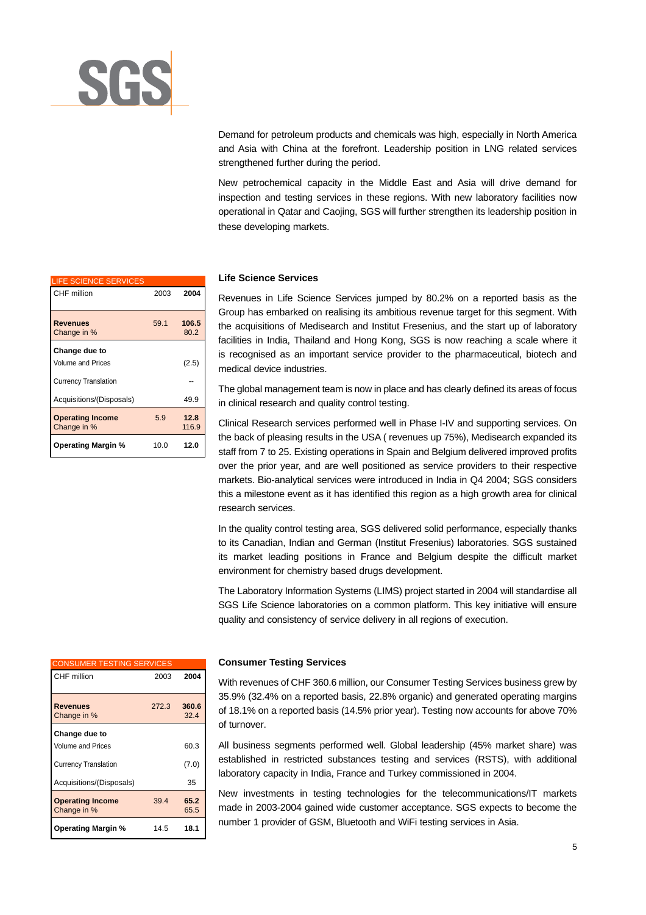Demand for petroleum products and chemicals was high, especially in North America and Asia with China at the forefront. Leadership position in LNG related services strengthened further during the period.

New petrochemical capacity in the Middle East and Asia will drive demand for inspection and testing services in these regions. With new laboratory facilities now operational in Qatar and Caojing, SGS will further strengthen its leadership position in these developing markets.

## Life Science Services

| LIFE SCIENCE SERVICES | | |
|---|---|---|
| CHF million | 2003 | **2004** |
| **Revenues** | 59.1 | **106.5** |
| Change in % | | 80.2 |
| **Change due to** | | |
| Volume and Prices | | (2.5) |
| Currency Translation | | -- |
| Acquisitions/(Disposals) | | 49.9 |
| **Operating Income** | 5.9 | **12.8** |
| Change in % | | 116.9 |
| **Operating Margin %** | 10.0 | **12.0** |

Revenues in Life Science Services jumped by 80.2% on a reported basis as the Group has embarked on realising its ambitious revenue target for this segment. With the acquisitions of Medisearch and Institut Fresenius, and the start up of laboratory facilities in India, Thailand and Hong Kong, SGS is now reaching a scale where it is recognised as an important service provider to the pharmaceutical, biotech and medical device industries.

The global management team is now in place and has clearly defined its areas of focus in clinical research and quality control testing.

Clinical Research services performed well in Phase I-IV and supporting services. On the back of pleasing results in the USA ( revenues up 75%), Medisearch expanded its staff from 7 to 25. Existing operations in Spain and Belgium delivered improved profits over the prior year, and are well positioned as service providers to their respective markets. Bio-analytical services were introduced in India in Q4 2004; SGS considers this a milestone event as it has identified this region as a high growth area for clinical research services.

In the quality control testing area, SGS delivered solid performance, especially thanks to its Canadian, Indian and German (Institut Fresenius) laboratories. SGS sustained its market leading positions in France and Belgium despite the difficult market environment for chemistry based drugs development.

The Laboratory Information Systems (LIMS) project started in 2004 will standardise all SGS Life Science laboratories on a common platform. This key initiative will ensure quality and consistency of service delivery in all regions of execution.

## Consumer Testing Services

| CONSUMER TESTING SERVICES | | |
|---|---|---|
| CHF million | 2003 | **2004** |
| **Revenues** | 272.3 | **360.6** |
| Change in % | | 32.4 |
| **Change due to** | | |
| Volume and Prices | | 60.3 |
| Currency Translation | | (7.0) |
| Acquisitions/(Disposals) | | 35 |
| **Operating Income** | 39.4 | **65.2** |
| Change in % | | 65.5 |
| **Operating Margin %** | 14.5 | **18.1** |

With revenues of CHF 360.6 million, our Consumer Testing Services business grew by 35.9% (32.4% on a reported basis, 22.8% organic) and generated operating margins of 18.1% on a reported basis (14.5% prior year). Testing now accounts for above 70% of turnover.

All business segments performed well. Global leadership (45% market share) was established in restricted substances testing and services (RSTS), with additional laboratory capacity in India, France and Turkey commissioned in 2004.

New investments in testing technologies for the telecommunications/IT markets made in 2003-2004 gained wide customer acceptance. SGS expects to become the number 1 provider of GSM, Bluetooth and WiFi testing services in Asia.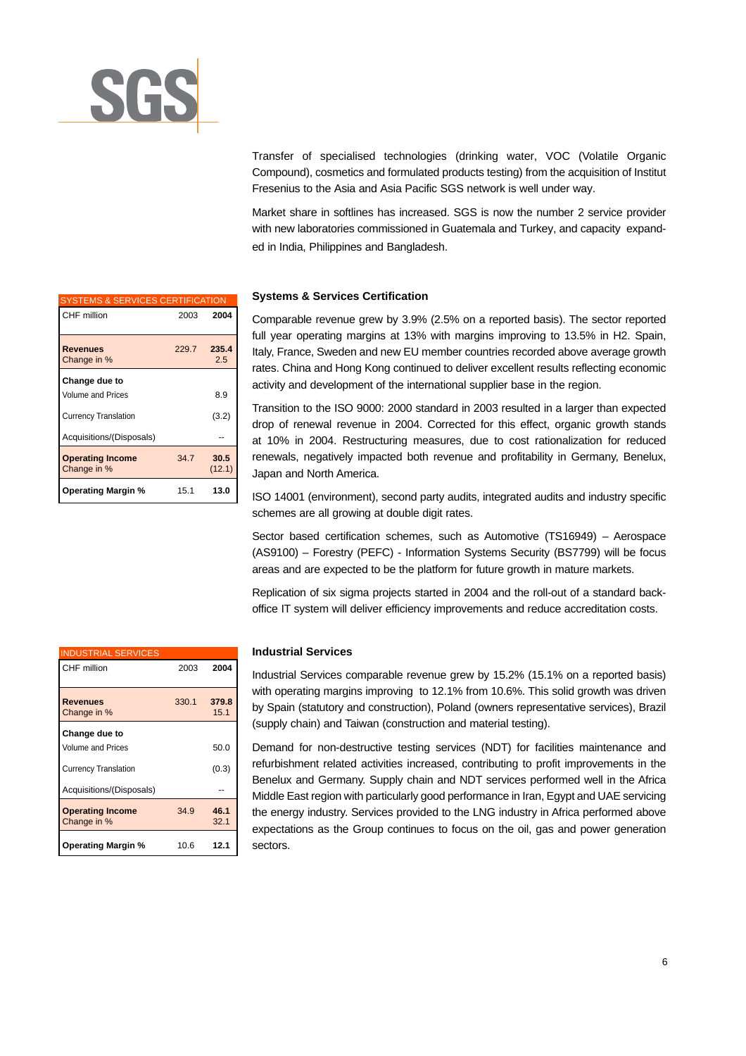Transfer of specialised technologies (drinking water, VOC (Volatile Organic Compound), cosmetics and formulated products testing) from the acquisition of Institut Fresenius to the Asia and Asia Pacific SGS network is well under way.

Market share in softlines has increased. SGS is now the number 2 service provider with new laboratories commissioned in Guatemala and Turkey, and capacity expanded in India, Philippines and Bangladesh.

## Systems & Services Certification

| SYSTEMS & SERVICES CERTIFICATION | | |
|---|---|---|
| CHF million | 2003 | **2004** |
| **Revenues** | 229.7 | **235.4** |
| Change in % | | 2.5 |
| **Change due to** | | |
| Volume and Prices | | 8.9 |
| Currency Translation | | (3.2) |
| Acquisitions/(Disposals) | | -- |
| **Operating Income** | 34.7 | **30.5** |
| Change in % | | (12.1) |
| **Operating Margin %** | 15.1 | **13.0** |

Comparable revenue grew by 3.9% (2.5% on a reported basis). The sector reported full year operating margins at 13% with margins improving to 13.5% in H2. Spain, Italy, France, Sweden and new EU member countries recorded above average growth rates. China and Hong Kong continued to deliver excellent results reflecting economic activity and development of the international supplier base in the region.

Transition to the ISO 9000: 2000 standard in 2003 resulted in a larger than expected drop of renewal revenue in 2004. Corrected for this effect, organic growth stands at 10% in 2004. Restructuring measures, due to cost rationalization for reduced renewals, negatively impacted both revenue and profitability in Germany, Benelux, Japan and North America.

ISO 14001 (environment), second party audits, integrated audits and industry specific schemes are all growing at double digit rates.

Sector based certification schemes, such as Automotive (TS16949) – Aerospace (AS9100) – Forestry (PEFC) - Information Systems Security (BS7799) will be focus areas and are expected to be the platform for future growth in mature markets.

Replication of six sigma projects started in 2004 and the roll-out of a standard back-office IT system will deliver efficiency improvements and reduce accreditation costs.

## Industrial Services

| INDUSTRIAL SERVICES | | |
|---|---|---|
| CHF million | 2003 | **2004** |
| **Revenues** | 330.1 | **379.8** |
| Change in % | | 15.1 |
| **Change due to** | | |
| Volume and Prices | | 50.0 |
| Currency Translation | | (0.3) |
| Acquisitions/(Disposals) | | -- |
| **Operating Income** | 34.9 | **46.1** |
| Change in % | | 32.1 |
| **Operating Margin %** | 10.6 | **12.1** |

Industrial Services comparable revenue grew by 15.2% (15.1% on a reported basis) with operating margins improving to 12.1% from 10.6%. This solid growth was driven by Spain (statutory and construction), Poland (owners representative services), Brazil (supply chain) and Taiwan (construction and material testing).

Demand for non-destructive testing services (NDT) for facilities maintenance and refurbishment related activities increased, contributing to profit improvements in the Benelux and Germany. Supply chain and NDT services performed well in the Africa Middle East region with particularly good performance in Iran, Egypt and UAE servicing the energy industry. Services provided to the LNG industry in Africa performed above expectations as the Group continues to focus on the oil, gas and power generation sectors.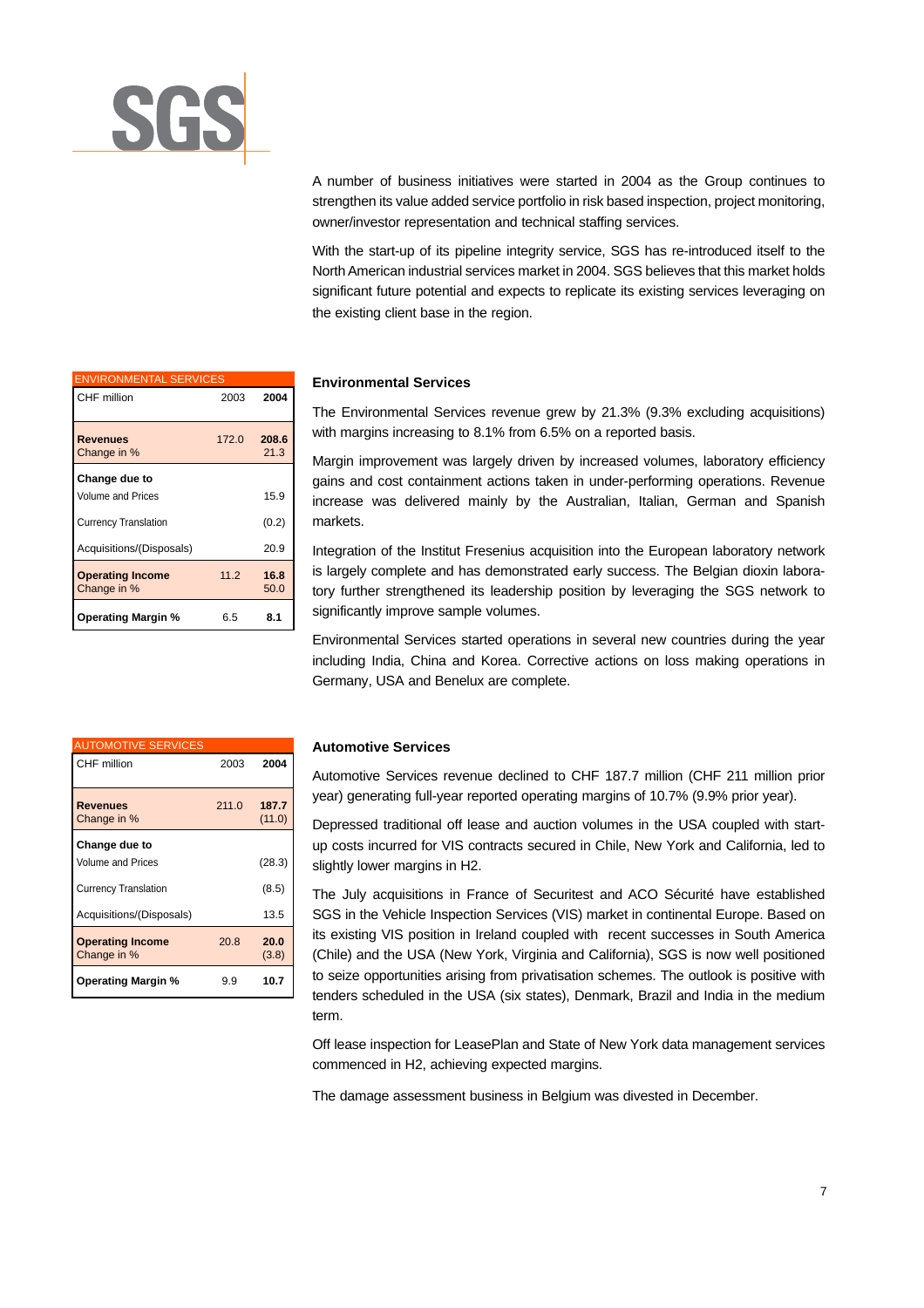A number of business initiatives were started in 2004 as the Group continues to strengthen its value added service portfolio in risk based inspection, project monitoring, owner/investor representation and technical staffing services.

With the start-up of its pipeline integrity service, SGS has re-introduced itself to the North American industrial services market in 2004. SGS believes that this market holds significant future potential and expects to replicate its existing services leveraging on the existing client base in the region.

| ENVIRONMENTAL SERVICES | | |
|---|---|---|
| CHF million | 2003 | **2004** |
| **Revenues** | 172.0 | **208.6** |
| Change in % | | 21.3 |
| **Change due to** | | |
| Volume and Prices | | 15.9 |
| Currency Translation | | (0.2) |
| Acquisitions/(Disposals) | | 20.9 |
| **Operating Income** | 11.2 | **16.8** |
| Change in % | | 50.0 |
| **Operating Margin %** | 6.5 | **8.1** |

### Environmental Services

The Environmental Services revenue grew by 21.3% (9.3% excluding acquisitions) with margins increasing to 8.1% from 6.5% on a reported basis.

Margin improvement was largely driven by increased volumes, laboratory efficiency gains and cost containment actions taken in under-performing operations. Revenue increase was delivered mainly by the Australian, Italian, German and Spanish markets.

Integration of the Institut Fresenius acquisition into the European laboratory network is largely complete and has demonstrated early success. The Belgian dioxin laboratory further strengthened its leadership position by leveraging the SGS network to significantly improve sample volumes.

Environmental Services started operations in several new countries during the year including India, China and Korea. Corrective actions on loss making operations in Germany, USA and Benelux are complete.

| AUTOMOTIVE SERVICES | | |
|---|---|---|
| CHF million | 2003 | **2004** |
| **Revenues** | 211.0 | **187.7** |
| Change in % | | (11.0) |
| **Change due to** | | |
| Volume and Prices | | (28.3) |
| Currency Translation | | (8.5) |
| Acquisitions/(Disposals) | | 13.5 |
| **Operating Income** | 20.8 | **20.0** |
| Change in % | | (3.8) |
| **Operating Margin %** | 9.9 | **10.7** |

### Automotive Services

Automotive Services revenue declined to CHF 187.7 million (CHF 211 million prior year) generating full-year reported operating margins of 10.7% (9.9% prior year).

Depressed traditional off lease and auction volumes in the USA coupled with start-up costs incurred for VIS contracts secured in Chile, New York and California, led to slightly lower margins in H2.

The July acquisitions in France of Securitest and ACO Sécurité have established SGS in the Vehicle Inspection Services (VIS) market in continental Europe. Based on its existing VIS position in Ireland coupled with recent successes in South America (Chile) and the USA (New York, Virginia and California), SGS is now well positioned to seize opportunities arising from privatisation schemes. The outlook is positive with tenders scheduled in the USA (six states), Denmark, Brazil and India in the medium term.

Off lease inspection for LeasePlan and State of New York data management services commenced in H2, achieving expected margins.

The damage assessment business in Belgium was divested in December.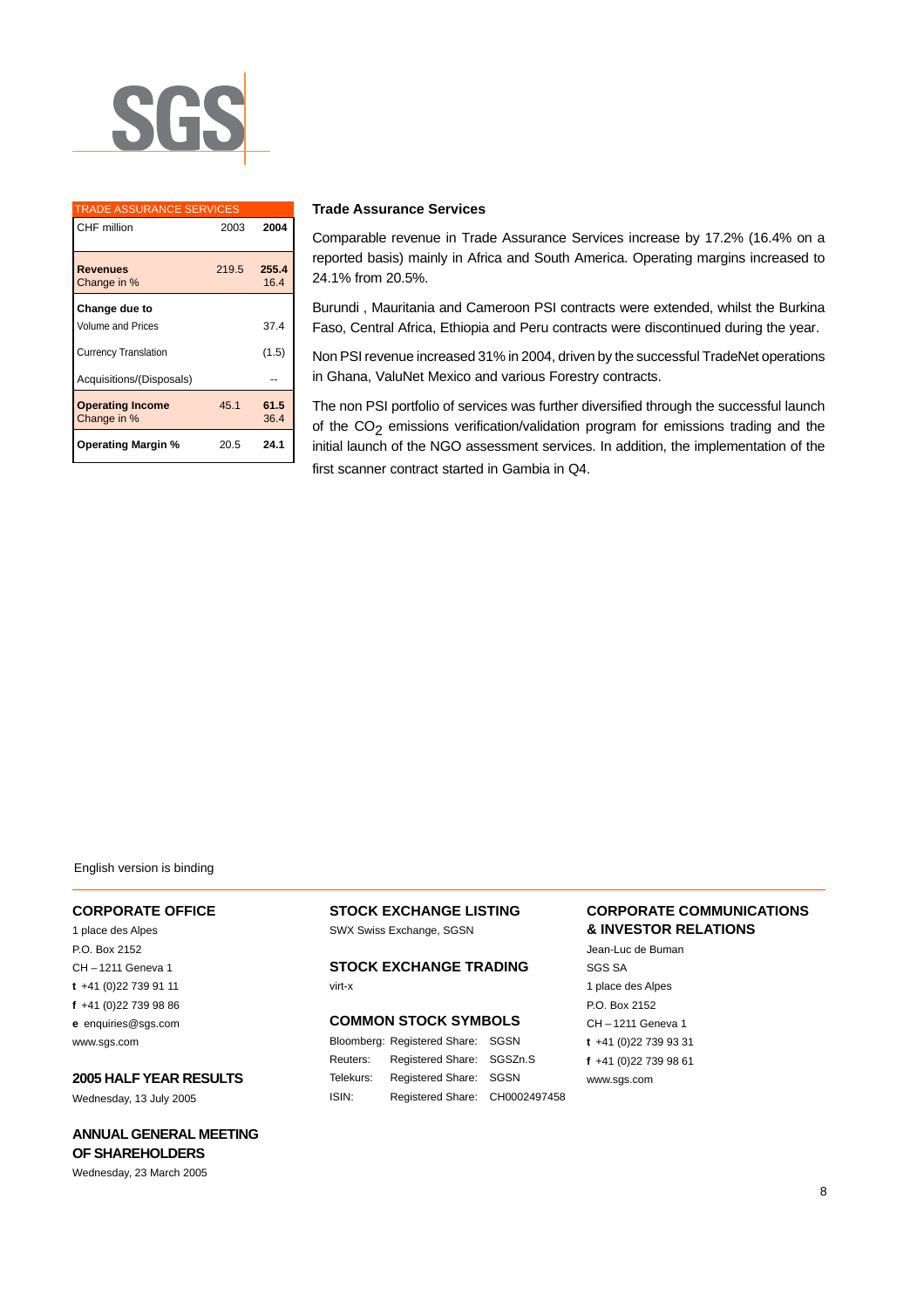SGS

| TRADE ASSURANCE SERVICES | | |
|---|---|---|
| CHF million | 2003 | **2004** |
| **Revenues**<br>Change in % | 219.5 | **255.4**<br>16.4 |
| **Change due to** | | |
| Volume and Prices | | 37.4 |
| Currency Translation | | (1.5) |
| Acquisitions/(Disposals) | | -- |
| **Operating Income**<br>Change in % | 45.1 | **61.5**<br>36.4 |
| **Operating Margin %** | 20.5 | **24.1** |

**Trade Assurance Services**

Comparable revenue in Trade Assurance Services increase by 17.2% (16.4% on a reported basis) mainly in Africa and South America. Operating margins increased to 24.1% from 20.5%.

Burundi , Mauritania and Cameroon PSI contracts were extended, whilst the Burkina Faso, Central Africa, Ethiopia and Peru contracts were discontinued during the year.

Non PSI revenue increased 31% in 2004, driven by the successful TradeNet operations in Ghana, ValuNet Mexico and various Forestry contracts.

The non PSI portfolio of services was further diversified through the successful launch of the $CO_2$ emissions verification/validation program for emissions trading and the initial launch of the NGO assessment services. In addition, the implementation of the first scanner contract started in Gambia in Q4.

English version is binding

**CORPORATE OFFICE**

1 place des Alpes
P.O. Box 2152
CH – 1211 Geneva 1
**t** +41 (0)22 739 91 11
**f** +41 (0)22 739 98 86
**e** enquiries@sgs.com
www.sgs.com

**2005 HALF YEAR RESULTS**

Wednesday, 13 July 2005

**ANNUAL GENERAL MEETING OF SHAREHOLDERS**

Wednesday, 23 March 2005

**STOCK EXCHANGE LISTING**

SWX Swiss Exchange, SGSN

**STOCK EXCHANGE TRADING**

virt-x

**COMMON STOCK SYMBOLS**

| | | |
|---|---|---|
| Bloomberg: | Registered Share: | SGSN |
| Reuters: | Registered Share: | SGSZn.S |
| Telekurs: | Registered Share: | SGSN |
| ISIN: | Registered Share: | CH0002497458 |

**CORPORATE COMMUNICATIONS & INVESTOR RELATIONS**

Jean-Luc de Buman
SGS SA
1 place des Alpes
P.O. Box 2152
CH – 1211 Geneva 1
**t** +41 (0)22 739 93 31
**f** +41 (0)22 739 98 61
www.sgs.com